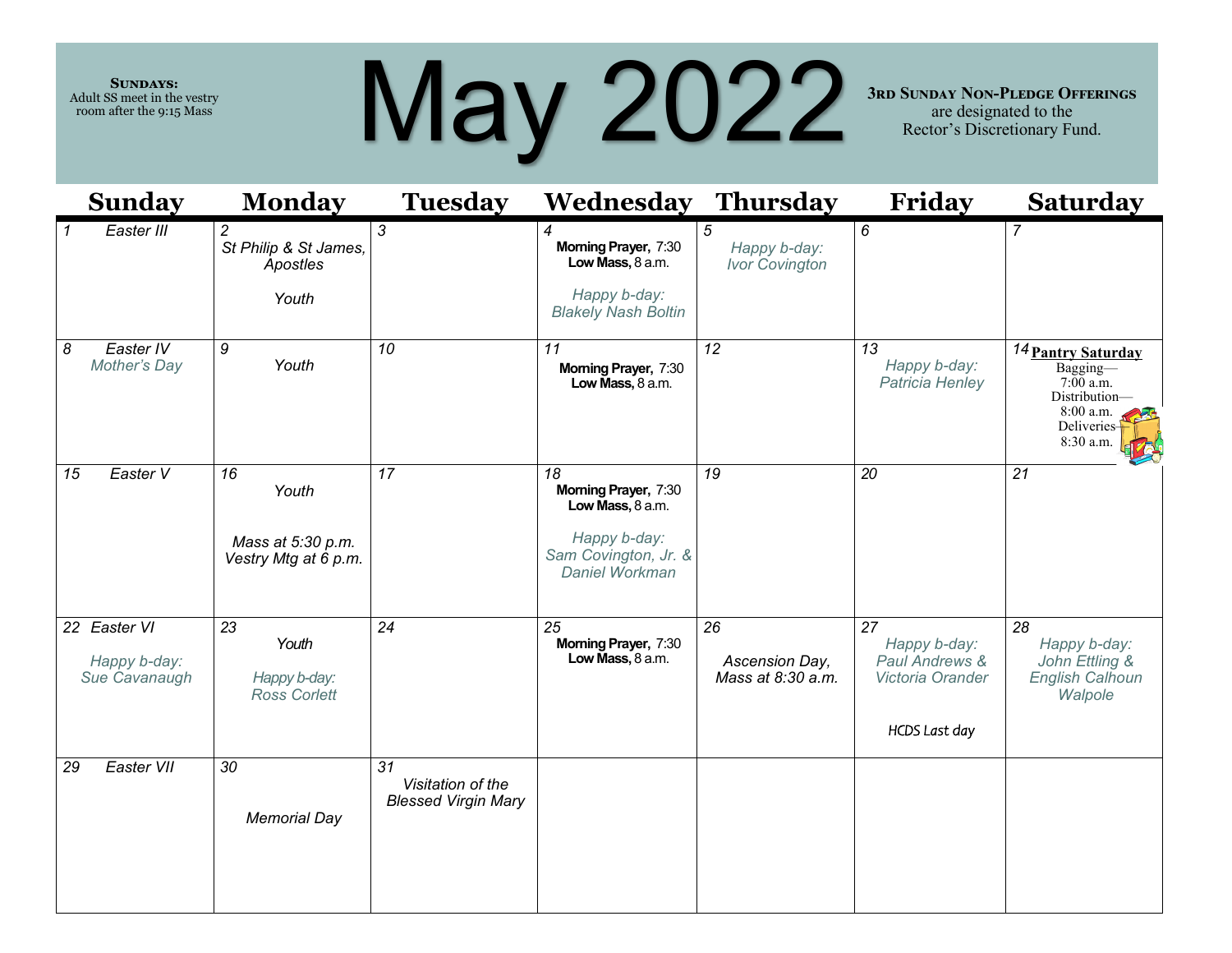**Sundays:**
Adult SS meet in the vestry room after the 9:15 Mass

# May 2022

**3rd Sunday Non-Pledge Offerings** are designated to the Rector's Discretionary Fund.

| Sunday | Monday | Tuesday | Wednesday | Thursday | Friday | Saturday |
|---|---|---|---|---|---|---|
| 1 *Easter III* | 2 *St Philip & St James, Apostles* <br> *Youth* | 3 | 4 **Morning Prayer,** 7:30 <br> **Low Mass,** 8 a.m. <br> *Happy b-day: Blakely Nash Boltin* | 5 *Happy b-day: Ivor Covington* | 6 | 7 |
| 8 *Easter IV* <br> *Mother's Day* | 9 *Youth* | 10 | 11 **Morning Prayer,** 7:30 <br> **Low Mass,** 8 a.m. | 12 | 13 *Happy b-day: Patricia Henley* | 14 **Pantry Saturday** <br> Bagging—7:00 a.m. <br> Distribution—8:00 a.m. <br> Deliveries—8:30 a.m. |
| 15 *Easter V* | 16 *Youth* <br> *Mass at 5:30 p.m.* <br> *Vestry Mtg at 6 p.m.* | 17 | 18 **Morning Prayer,** 7:30 <br> **Low Mass,** 8 a.m. <br> *Happy b-day: Sam Covington, Jr. & Daniel Workman* | 19 | 20 | 21 |
| 22 *Easter VI* <br> *Happy b-day: Sue Cavanaugh* | 23 *Youth* <br> *Happy b-day: Ross Corlett* | 24 | 25 **Morning Prayer,** 7:30 <br> **Low Mass,** 8 a.m. | 26 *Ascension Day, Mass at 8:30 a.m.* | 27 *Happy b-day: Paul Andrews & Victoria Orander* <br> *HCDS Last day* | 28 *Happy b-day: John Ettling & English Calhoun Walpole* |
| 29 *Easter VII* | 30 *Memorial Day* | 31 *Visitation of the Blessed Virgin Mary* | | | | |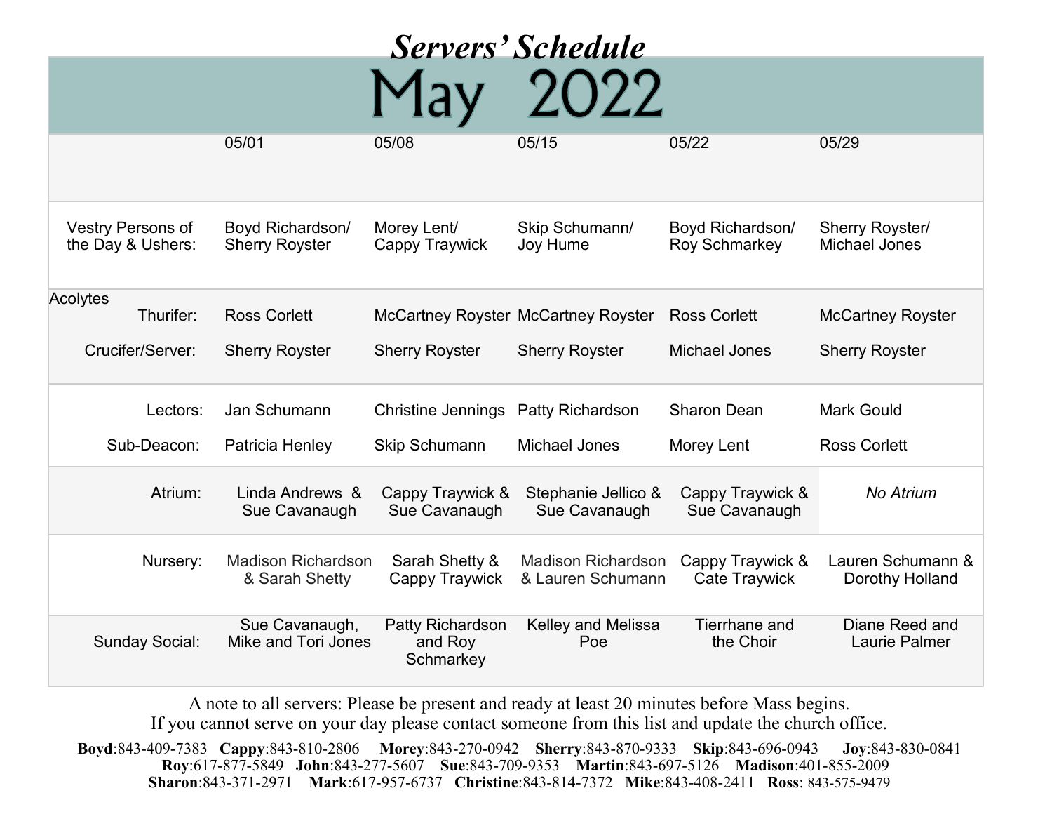# Servers' Schedule

## May 2022

| | 05/01 | 05/08 | 05/15 | 05/22 | 05/29 |
|---|---|---|---|---|---|
| Vestry Persons of the Day & Ushers: | Boyd Richardson/ Sherry Royster | Morey Lent/ Cappy Traywick | Skip Schumann/ Joy Hume | Boyd Richardson/ Roy Schmarkey | Sherry Royster/ Michael Jones |
| Acolytes | | | | | |
| Thurifer: | Ross Corlett | McCartney Royster | McCartney Royster | Ross Corlett | McCartney Royster |
| Crucifer/Server: | Sherry Royster | Sherry Royster | Sherry Royster | Michael Jones | Sherry Royster |
| Lectors: | Jan Schumann | Christine Jennings | Patty Richardson | Sharon Dean | Mark Gould |
| Sub-Deacon: | Patricia Henley | Skip Schumann | Michael Jones | Morey Lent | Ross Corlett |
| Atrium: | Linda Andrews & Sue Cavanaugh | Cappy Traywick & Sue Cavanaugh | Stephanie Jellico & Sue Cavanaugh | Cappy Traywick & Sue Cavanaugh | *No Atrium* |
| Nursery: | Madison Richardson & Sarah Shetty | Sarah Shetty & Cappy Traywick | Madison Richardson & Lauren Schumann | Cappy Traywick & Cate Traywick | Lauren Schumann & Dorothy Holland |
| Sunday Social: | Sue Cavanaugh, Mike and Tori Jones | Patty Richardson and Roy Schmarkey | Kelley and Melissa Poe | Tierrhane and the Choir | Diane Reed and Laurie Palmer |

A note to all servers: Please be present and ready at least 20 minutes before Mass begins.
If you cannot serve on your day please contact someone from this list and update the church office.

**Boyd**:843-409-7383 **Cappy**:843-810-2806 **Morey**:843-270-0942 **Sherry**:843-870-9333 **Skip**:843-696-0943 **Joy**:843-830-0841
**Roy**:617-877-5849 **John**:843-277-5607 **Sue**:843-709-9353 **Martin**:843-697-5126 **Madison**:401-855-2009
**Sharon**:843-371-2971 **Mark**:617-957-6737 **Christine**:843-814-7372 **Mike**:843-408-2411 **Ross**: 843-575-9479